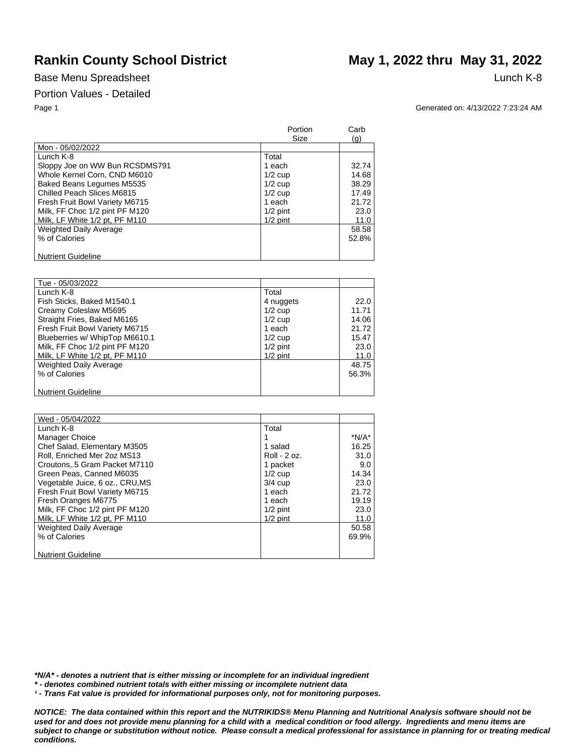# Rankin County School District

## May 1, 2022 thru May 31, 2022

Base Menu Spreadsheet

Lunch K-8

Portion Values - Detailed

Generated on: 4/13/2022 7:23:24 AM

| | Portion Size | Carb (g) |
|---|---|---|
| Mon - 05/02/2022 | | |
| Lunch K-8 | Total | |
| Sloppy Joe on WW Bun RCSDMS791 | 1 each | 32.74 |
| Whole Kernel Corn, CND M6010 | 1/2 cup | 14.68 |
| Baked Beans Legumes M5535 | 1/2 cup | 38.29 |
| Chilled Peach Slices M6815 | 1/2 cup | 17.49 |
| Fresh Fruit Bowl Variety M6715 | 1 each | 21.72 |
| Milk, FF Choc 1/2 pint PF M120 | 1/2 pint | 23.0 |
| Milk, LF White 1/2 pt, PF M110 | 1/2 pint | 11.0 |
| Weighted Daily Average | | 58.58 |
| % of Calories | | 52.8% |
| Nutrient Guideline | | |

| | Portion Size | Carb (g) |
|---|---|---|
| Tue - 05/03/2022 | | |
| Lunch K-8 | Total | |
| Fish Sticks, Baked M1540.1 | 4 nuggets | 22.0 |
| Creamy Coleslaw M5695 | 1/2 cup | 11.71 |
| Straight Fries, Baked M6165 | 1/2 cup | 14.06 |
| Fresh Fruit Bowl Variety M6715 | 1 each | 21.72 |
| Blueberries w/ WhipTop M6610.1 | 1/2 cup | 15.47 |
| Milk, FF Choc 1/2 pint PF M120 | 1/2 pint | 23.0 |
| Milk, LF White 1/2 pt, PF M110 | 1/2 pint | 11.0 |
| Weighted Daily Average | | 48.75 |
| % of Calories | | 56.3% |
| Nutrient Guideline | | |

| | Portion Size | Carb (g) |
|---|---|---|
| Wed - 05/04/2022 | | |
| Lunch K-8 | Total | |
| Manager Choice | 1 | *N/A* |
| Chef Salad, Elementary M3505 | 1 salad | 16.25 |
| Roll, Enriched Mer 2oz MS13 | Roll - 2 oz. | 31.0 |
| Croutons,.5 Gram Packet M7110 | 1 packet | 9.0 |
| Green Peas, Canned M6035 | 1/2 cup | 14.34 |
| Vegetable Juice, 6 oz., CRU,MS | 3/4 cup | 23.0 |
| Fresh Fruit Bowl Variety M6715 | 1 each | 21.72 |
| Fresh Oranges M6775 | 1 each | 19.19 |
| Milk, FF Choc 1/2 pint PF M120 | 1/2 pint | 23.0 |
| Milk, LF White 1/2 pt, PF M110 | 1/2 pint | 11.0 |
| Weighted Daily Average | | 50.58 |
| % of Calories | | 69.9% |
| Nutrient Guideline | | |

***N/A* - denotes a nutrient that is either missing or incomplete for an individual ingredient**

***\* - denotes combined nutrient totals with either missing or incomplete nutrient data***

***¹ - Trans Fat value is provided for informational purposes only, not for monitoring purposes.***

***NOTICE: The data contained within this report and the NUTRIKIDS® Menu Planning and Nutritional Analysis software should not be used for and does not provide menu planning for a child with a medical condition or food allergy. Ingredients and menu items are subject to change or substitution without notice. Please consult a medical professional for assistance in planning for or treating medical conditions.***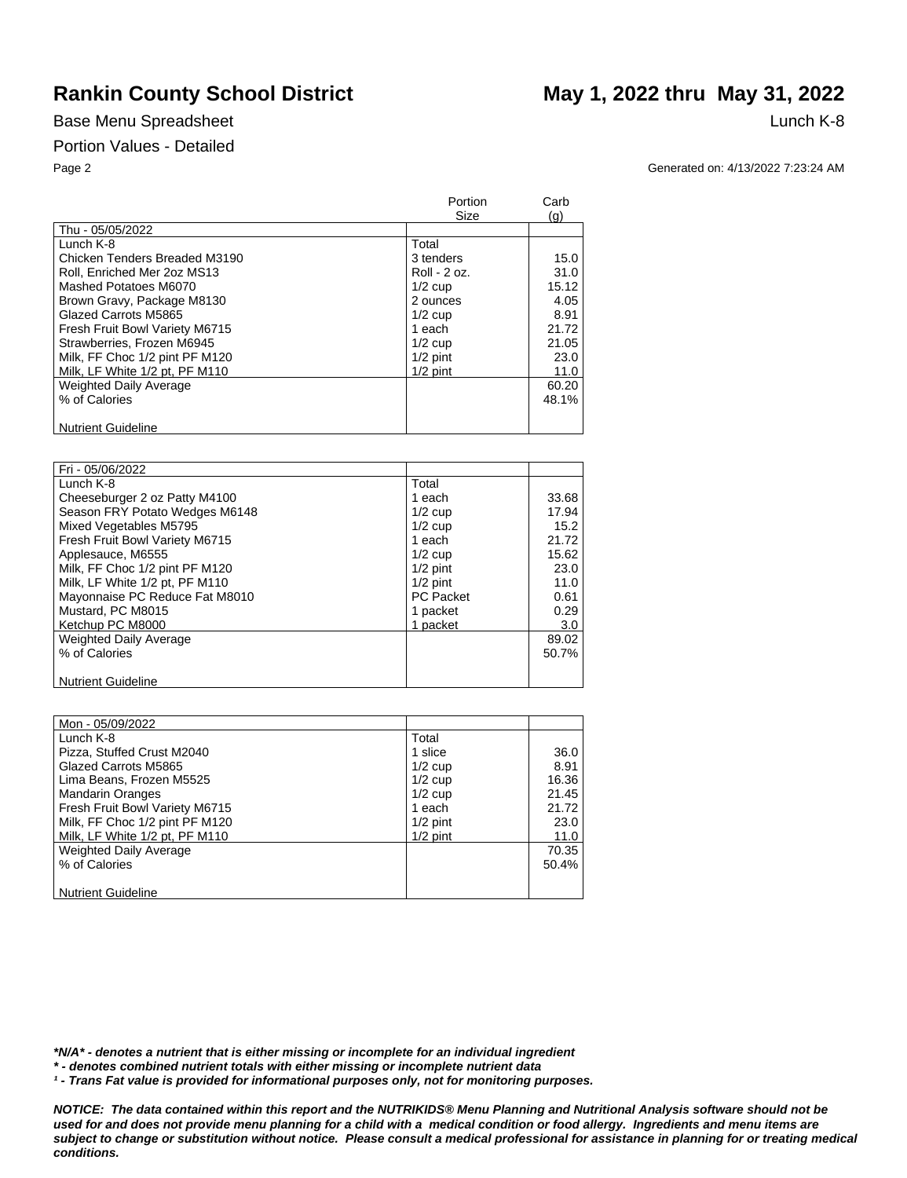# Rankin County School District

## May 1, 2022 thru May 31, 2022

Base Menu Spreadsheet

Lunch K-8

Portion Values - Detailed

Generated on: 4/13/2022 7:23:24 AM

| | Portion Size | Carb (g) |
|---|---|---|
| Thu - 05/05/2022 | | |
| Lunch K-8 | Total | |
| Chicken Tenders Breaded M3190 | 3 tenders | 15.0 |
| Roll, Enriched Mer 2oz MS13 | Roll - 2 oz. | 31.0 |
| Mashed Potatoes M6070 | 1/2 cup | 15.12 |
| Brown Gravy, Package M8130 | 2 ounces | 4.05 |
| Glazed Carrots M5865 | 1/2 cup | 8.91 |
| Fresh Fruit Bowl Variety M6715 | 1 each | 21.72 |
| Strawberries, Frozen M6945 | 1/2 cup | 21.05 |
| Milk, FF Choc 1/2 pint PF M120 | 1/2 pint | 23.0 |
| Milk, LF White 1/2 pt, PF M110 | 1/2 pint | 11.0 |
| Weighted Daily Average | | 60.20 |
| % of Calories | | 48.1% |
| Nutrient Guideline | | |

| | Portion Size | Carb (g) |
|---|---|---|
| Fri - 05/06/2022 | | |
| Lunch K-8 | Total | |
| Cheeseburger 2 oz Patty M4100 | 1 each | 33.68 |
| Season FRY Potato Wedges M6148 | 1/2 cup | 17.94 |
| Mixed Vegetables M5795 | 1/2 cup | 15.2 |
| Fresh Fruit Bowl Variety M6715 | 1 each | 21.72 |
| Applesauce, M6555 | 1/2 cup | 15.62 |
| Milk, FF Choc 1/2 pint PF M120 | 1/2 pint | 23.0 |
| Milk, LF White 1/2 pt, PF M110 | 1/2 pint | 11.0 |
| Mayonnaise PC Reduce Fat M8010 | PC Packet | 0.61 |
| Mustard, PC M8015 | 1 packet | 0.29 |
| Ketchup PC M8000 | 1 packet | 3.0 |
| Weighted Daily Average | | 89.02 |
| % of Calories | | 50.7% |
| Nutrient Guideline | | |

| | Portion Size | Carb (g) |
|---|---|---|
| Mon - 05/09/2022 | | |
| Lunch K-8 | Total | |
| Pizza, Stuffed Crust M2040 | 1 slice | 36.0 |
| Glazed Carrots M5865 | 1/2 cup | 8.91 |
| Lima Beans, Frozen M5525 | 1/2 cup | 16.36 |
| Mandarin Oranges | 1/2 cup | 21.45 |
| Fresh Fruit Bowl Variety M6715 | 1 each | 21.72 |
| Milk, FF Choc 1/2 pint PF M120 | 1/2 pint | 23.0 |
| Milk, LF White 1/2 pt, PF M110 | 1/2 pint | 11.0 |
| Weighted Daily Average | | 70.35 |
| % of Calories | | 50.4% |
| Nutrient Guideline | | |

***N/A* - denotes a nutrient that is either missing or incomplete for an individual ingredient**

***\* - denotes combined nutrient totals with either missing or incomplete nutrient data***

***¹ - Trans Fat value is provided for informational purposes only, not for monitoring purposes.***

***NOTICE: The data contained within this report and the NUTRIKIDS® Menu Planning and Nutritional Analysis software should not be used for and does not provide menu planning for a child with a medical condition or food allergy. Ingredients and menu items are subject to change or substitution without notice. Please consult a medical professional for assistance in planning for or treating medical conditions.***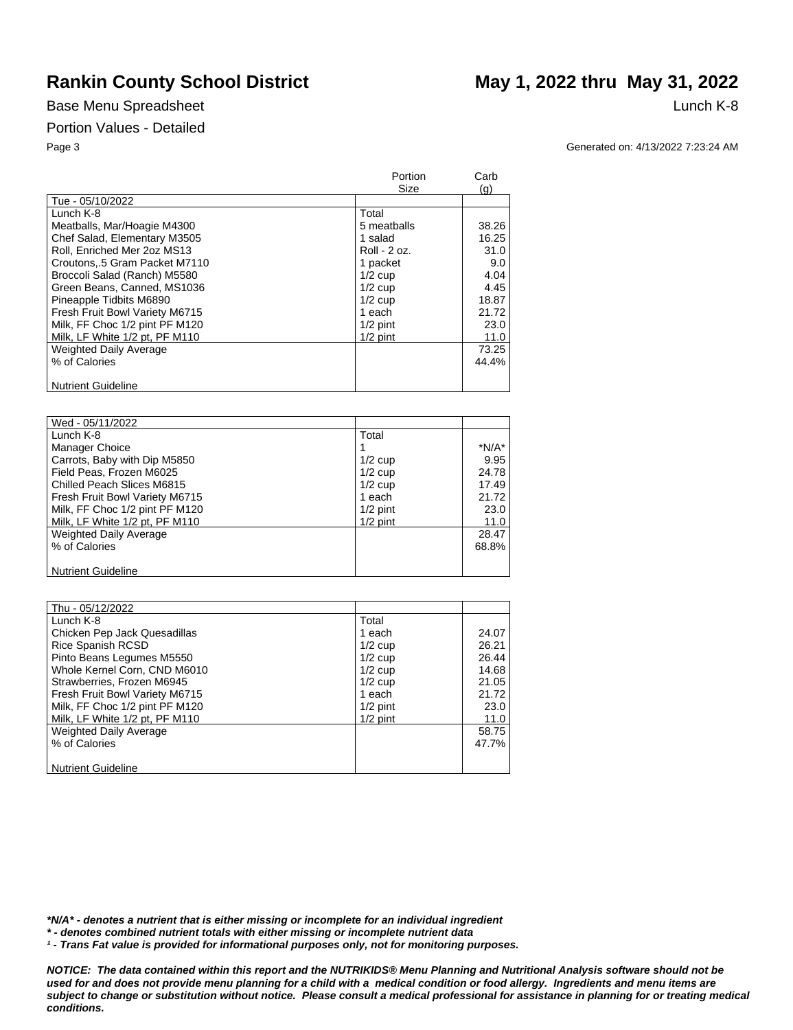# Rankin County School District

# May 1, 2022 thru May 31, 2022

Base Menu Spreadsheet

Lunch K-8

Portion Values - Detailed

Generated on: 4/13/2022 7:23:24 AM

| | Portion Size | Carb (g) |
|---|---|---|
| Tue - 05/10/2022 | | |
| Lunch K-8 | Total | |
| Meatballs, Mar/Hoagie M4300 | 5 meatballs | 38.26 |
| Chef Salad, Elementary M3505 | 1 salad | 16.25 |
| Roll, Enriched Mer 2oz MS13 | Roll - 2 oz. | 31.0 |
| Croutons,.5 Gram Packet M7110 | 1 packet | 9.0 |
| Broccoli Salad (Ranch) M5580 | 1/2 cup | 4.04 |
| Green Beans, Canned, MS1036 | 1/2 cup | 4.45 |
| Pineapple Tidbits M6890 | 1/2 cup | 18.87 |
| Fresh Fruit Bowl Variety M6715 | 1 each | 21.72 |
| Milk, FF Choc 1/2 pint PF M120 | 1/2 pint | 23.0 |
| Milk, LF White 1/2 pt, PF M110 | 1/2 pint | 11.0 |
| Weighted Daily Average | | 73.25 |
| % of Calories | | 44.4% |
| Nutrient Guideline | | |

| | Portion Size | Carb (g) |
|---|---|---|
| Wed - 05/11/2022 | | |
| Lunch K-8 | Total | |
| Manager Choice | 1 | *N/A* |
| Carrots, Baby with Dip M5850 | 1/2 cup | 9.95 |
| Field Peas, Frozen M6025 | 1/2 cup | 24.78 |
| Chilled Peach Slices M6815 | 1/2 cup | 17.49 |
| Fresh Fruit Bowl Variety M6715 | 1 each | 21.72 |
| Milk, FF Choc 1/2 pint PF M120 | 1/2 pint | 23.0 |
| Milk, LF White 1/2 pt, PF M110 | 1/2 pint | 11.0 |
| Weighted Daily Average | | 28.47 |
| % of Calories | | 68.8% |
| Nutrient Guideline | | |

| | Portion Size | Carb (g) |
|---|---|---|
| Thu - 05/12/2022 | | |
| Lunch K-8 | Total | |
| Chicken Pep Jack Quesadillas | 1 each | 24.07 |
| Rice Spanish RCSD | 1/2 cup | 26.21 |
| Pinto Beans Legumes M5550 | 1/2 cup | 26.44 |
| Whole Kernel Corn, CND M6010 | 1/2 cup | 14.68 |
| Strawberries, Frozen M6945 | 1/2 cup | 21.05 |
| Fresh Fruit Bowl Variety M6715 | 1 each | 21.72 |
| Milk, FF Choc 1/2 pint PF M120 | 1/2 pint | 23.0 |
| Milk, LF White 1/2 pt, PF M110 | 1/2 pint | 11.0 |
| Weighted Daily Average | | 58.75 |
| % of Calories | | 47.7% |
| Nutrient Guideline | | |

***N/A* - denotes a nutrient that is either missing or incomplete for an individual ingredient***

***\* - denotes combined nutrient totals with either missing or incomplete nutrient data***

***¹ - Trans Fat value is provided for informational purposes only, not for monitoring purposes.***

***NOTICE: The data contained within this report and the NUTRIKIDS® Menu Planning and Nutritional Analysis software should not be used for and does not provide menu planning for a child with a medical condition or food allergy. Ingredients and menu items are subject to change or substitution without notice. Please consult a medical professional for assistance in planning for or treating medical conditions.***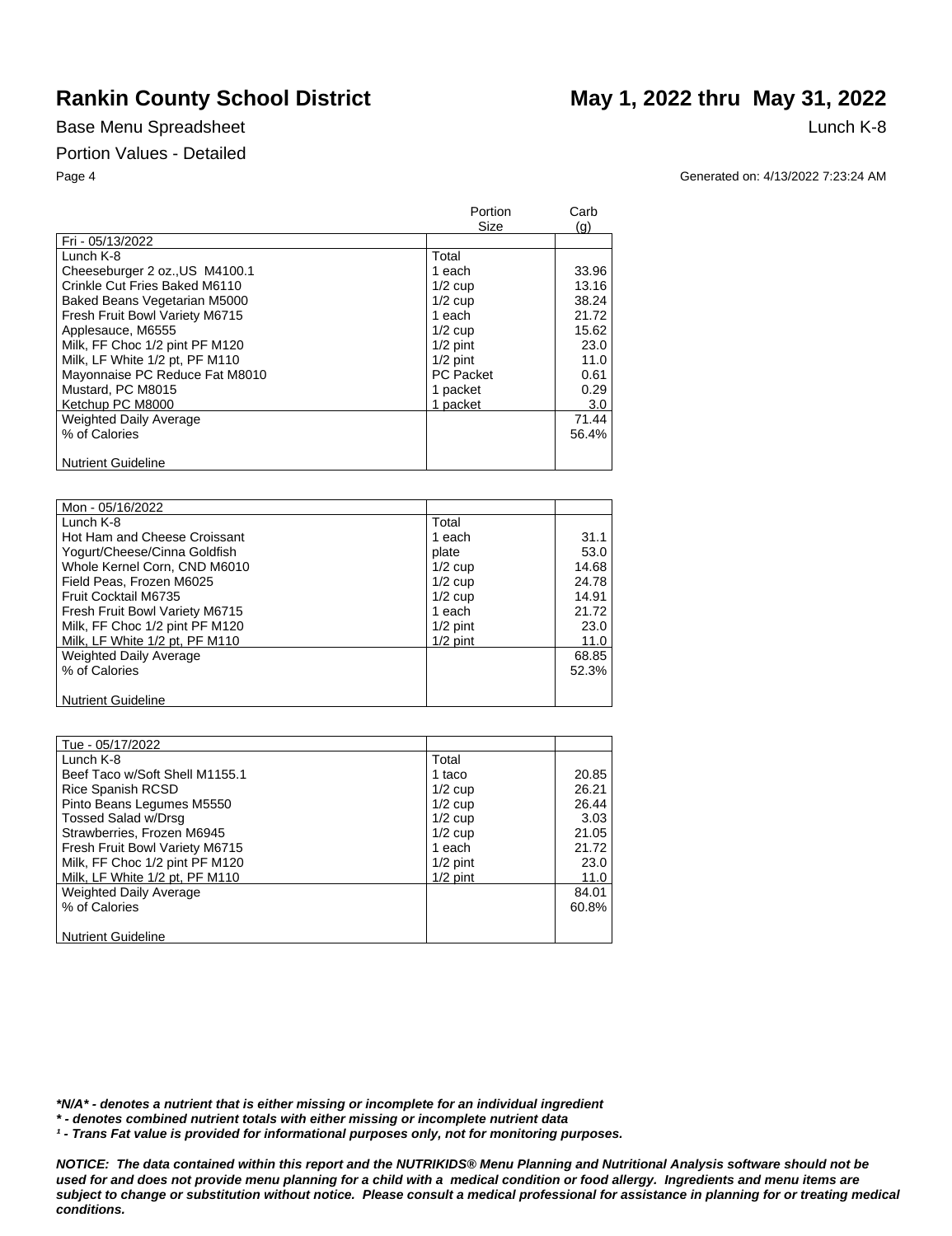# Rankin County School District

# May 1, 2022 thru May 31, 2022

Base Menu Spreadsheet

Lunch K-8

Portion Values - Detailed

Generated on: 4/13/2022 7:23:24 AM

| | Portion Size | Carb (g) |
|---|---|---|
| Fri - 05/13/2022 | | |
| Lunch K-8 | Total | |
| Cheeseburger 2 oz.,US M4100.1 | 1 each | 33.96 |
| Crinkle Cut Fries Baked M6110 | 1/2 cup | 13.16 |
| Baked Beans Vegetarian M5000 | 1/2 cup | 38.24 |
| Fresh Fruit Bowl Variety M6715 | 1 each | 21.72 |
| Applesauce, M6555 | 1/2 cup | 15.62 |
| Milk, FF Choc 1/2 pint PF M120 | 1/2 pint | 23.0 |
| Milk, LF White 1/2 pt, PF M110 | 1/2 pint | 11.0 |
| Mayonnaise PC Reduce Fat M8010 | PC Packet | 0.61 |
| Mustard, PC M8015 | 1 packet | 0.29 |
| Ketchup PC M8000 | 1 packet | 3.0 |
| Weighted Daily Average | | 71.44 |
| % of Calories | | 56.4% |
| Nutrient Guideline | | |

| | Portion Size | Carb (g) |
|---|---|---|
| Mon - 05/16/2022 | | |
| Lunch K-8 | Total | |
| Hot Ham and Cheese Croissant | 1 each | 31.1 |
| Yogurt/Cheese/Cinna Goldfish | plate | 53.0 |
| Whole Kernel Corn, CND M6010 | 1/2 cup | 14.68 |
| Field Peas, Frozen M6025 | 1/2 cup | 24.78 |
| Fruit Cocktail M6735 | 1/2 cup | 14.91 |
| Fresh Fruit Bowl Variety M6715 | 1 each | 21.72 |
| Milk, FF Choc 1/2 pint PF M120 | 1/2 pint | 23.0 |
| Milk, LF White 1/2 pt, PF M110 | 1/2 pint | 11.0 |
| Weighted Daily Average | | 68.85 |
| % of Calories | | 52.3% |
| Nutrient Guideline | | |

| | Portion Size | Carb (g) |
|---|---|---|
| Tue - 05/17/2022 | | |
| Lunch K-8 | Total | |
| Beef Taco w/Soft Shell M1155.1 | 1 taco | 20.85 |
| Rice Spanish RCSD | 1/2 cup | 26.21 |
| Pinto Beans Legumes M5550 | 1/2 cup | 26.44 |
| Tossed Salad w/Drsg | 1/2 cup | 3.03 |
| Strawberries, Frozen M6945 | 1/2 cup | 21.05 |
| Fresh Fruit Bowl Variety M6715 | 1 each | 21.72 |
| Milk, FF Choc 1/2 pint PF M120 | 1/2 pint | 23.0 |
| Milk, LF White 1/2 pt, PF M110 | 1/2 pint | 11.0 |
| Weighted Daily Average | | 84.01 |
| % of Calories | | 60.8% |
| Nutrient Guideline | | |

***N/A* - denotes a nutrient that is either missing or incomplete for an individual ingredient**

*** - denotes combined nutrient totals with either missing or incomplete nutrient data**

***¹ - Trans Fat value is provided for informational purposes only, not for monitoring purposes.***

***NOTICE: The data contained within this report and the NUTRIKIDS® Menu Planning and Nutritional Analysis software should not be used for and does not provide menu planning for a child with a medical condition or food allergy. Ingredients and menu items are subject to change or substitution without notice. Please consult a medical professional for assistance in planning for or treating medical conditions.***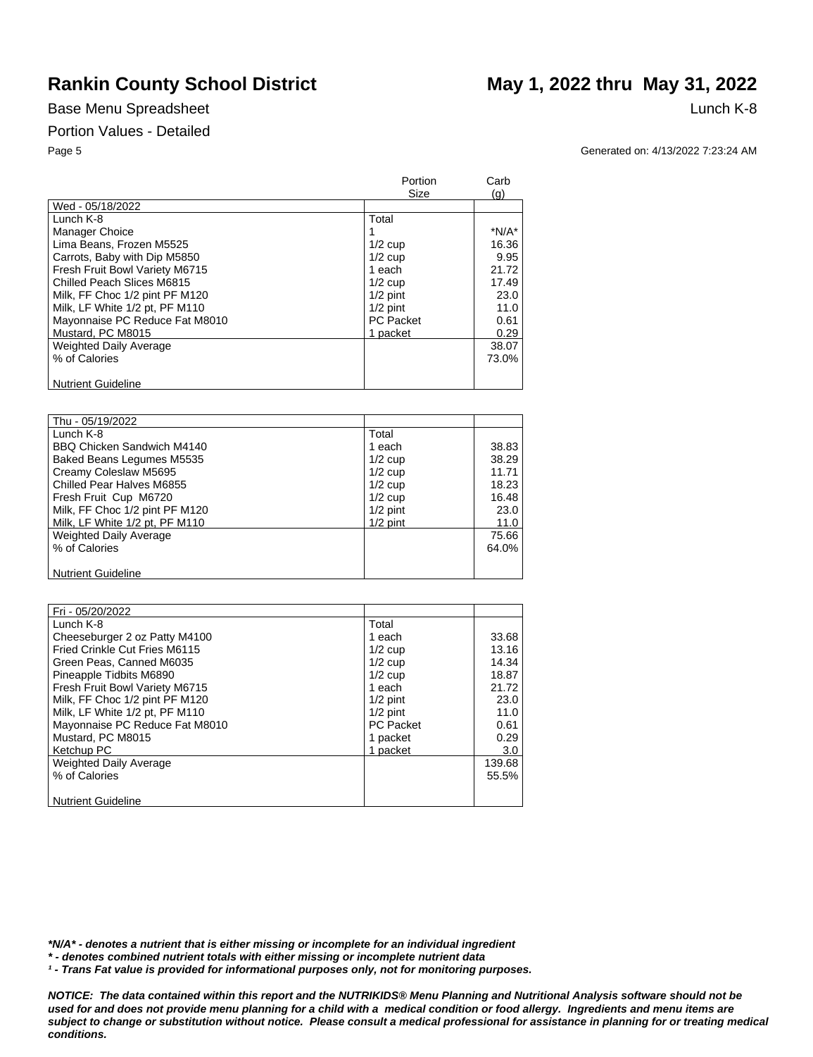# Rankin County School District

## May 1, 2022 thru May 31, 2022

Base Menu Spreadsheet

Lunch K-8

Portion Values - Detailed

Generated on: 4/13/2022 7:23:24 AM

| | Portion Size | Carb (g) |
|---|---|---|
| Wed - 05/18/2022 | | |
| Lunch K-8 | Total | |
| Manager Choice | 1 | *N/A* |
| Lima Beans, Frozen M5525 | 1/2 cup | 16.36 |
| Carrots, Baby with Dip M5850 | 1/2 cup | 9.95 |
| Fresh Fruit Bowl Variety M6715 | 1 each | 21.72 |
| Chilled Peach Slices M6815 | 1/2 cup | 17.49 |
| Milk, FF Choc 1/2 pint PF M120 | 1/2 pint | 23.0 |
| Milk, LF White 1/2 pt, PF M110 | 1/2 pint | 11.0 |
| Mayonnaise PC Reduce Fat M8010 | PC Packet | 0.61 |
| Mustard, PC M8015 | 1 packet | 0.29 |
| Weighted Daily Average | | 38.07 |
| % of Calories | | 73.0% |
| Nutrient Guideline | | |

| | Portion Size | Carb (g) |
|---|---|---|
| Thu - 05/19/2022 | | |
| Lunch K-8 | Total | |
| BBQ Chicken Sandwich M4140 | 1 each | 38.83 |
| Baked Beans Legumes M5535 | 1/2 cup | 38.29 |
| Creamy Coleslaw M5695 | 1/2 cup | 11.71 |
| Chilled Pear Halves M6855 | 1/2 cup | 18.23 |
| Fresh Fruit Cup M6720 | 1/2 cup | 16.48 |
| Milk, FF Choc 1/2 pint PF M120 | 1/2 pint | 23.0 |
| Milk, LF White 1/2 pt, PF M110 | 1/2 pint | 11.0 |
| Weighted Daily Average | | 75.66 |
| % of Calories | | 64.0% |
| Nutrient Guideline | | |

| | Portion Size | Carb (g) |
|---|---|---|
| Fri - 05/20/2022 | | |
| Lunch K-8 | Total | |
| Cheeseburger 2 oz Patty M4100 | 1 each | 33.68 |
| Fried Crinkle Cut Fries M6115 | 1/2 cup | 13.16 |
| Green Peas, Canned M6035 | 1/2 cup | 14.34 |
| Pineapple Tidbits M6890 | 1/2 cup | 18.87 |
| Fresh Fruit Bowl Variety M6715 | 1 each | 21.72 |
| Milk, FF Choc 1/2 pint PF M120 | 1/2 pint | 23.0 |
| Milk, LF White 1/2 pt, PF M110 | 1/2 pint | 11.0 |
| Mayonnaise PC Reduce Fat M8010 | PC Packet | 0.61 |
| Mustard, PC M8015 | 1 packet | 0.29 |
| Ketchup PC | 1 packet | 3.0 |
| Weighted Daily Average | | 139.68 |
| % of Calories | | 55.5% |
| Nutrient Guideline | | |

***N/A* - denotes a nutrient that is either missing or incomplete for an individual ingredient**

***\* - denotes combined nutrient totals with either missing or incomplete nutrient data***

***¹ - Trans Fat value is provided for informational purposes only, not for monitoring purposes.***

***NOTICE: The data contained within this report and the NUTRIKIDS® Menu Planning and Nutritional Analysis software should not be used for and does not provide menu planning for a child with a medical condition or food allergy. Ingredients and menu items are subject to change or substitution without notice. Please consult a medical professional for assistance in planning for or treating medical conditions.***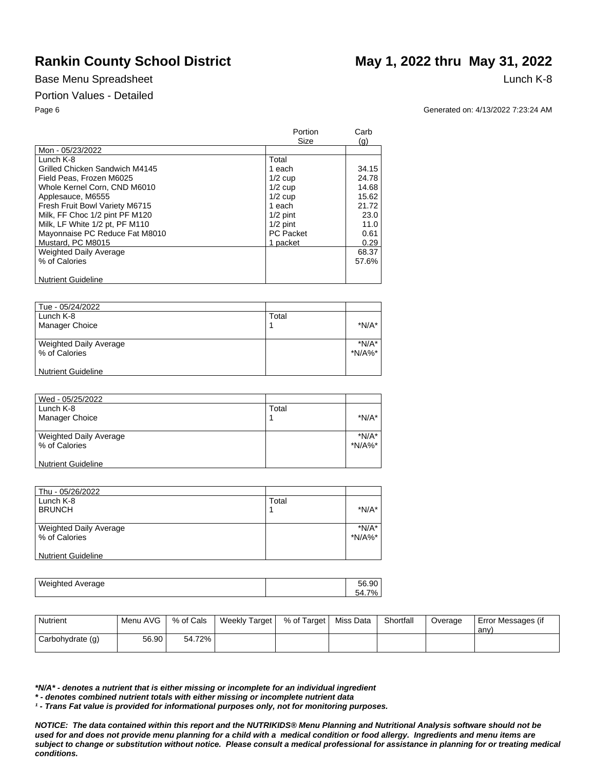# Rankin County School District

# May 1, 2022 thru May 31, 2022

Base Menu Spreadsheet

Lunch K-8

Portion Values - Detailed

Generated on: 4/13/2022 7:23:24 AM

| | Portion Size | Carb (g) |
|---|---|---|
| Mon - 05/23/2022 | | |
| Lunch K-8 | Total | |
| Grilled Chicken Sandwich M4145 | 1 each | 34.15 |
| Field Peas, Frozen M6025 | 1/2 cup | 24.78 |
| Whole Kernel Corn, CND M6010 | 1/2 cup | 14.68 |
| Applesauce, M6555 | 1/2 cup | 15.62 |
| Fresh Fruit Bowl Variety M6715 | 1 each | 21.72 |
| Milk, FF Choc 1/2 pint PF M120 | 1/2 pint | 23.0 |
| Milk, LF White 1/2 pt, PF M110 | 1/2 pint | 11.0 |
| Mayonnaise PC Reduce Fat M8010 | PC Packet | 0.61 |
| Mustard, PC M8015 | 1 packet | 0.29 |
| Weighted Daily Average | | 68.37 |
| % of Calories | | 57.6% |
| Nutrient Guideline | | |

| | | |
|---|---|---|
| Tue - 05/24/2022 | | |
| Lunch K-8 | Total | |
| Manager Choice | 1 | *N/A* |
| Weighted Daily Average | | *N/A* |
| % of Calories | | *N/A%* |
| Nutrient Guideline | | |

| | | |
|---|---|---|
| Wed - 05/25/2022 | | |
| Lunch K-8 | Total | |
| Manager Choice | 1 | *N/A* |
| Weighted Daily Average | | *N/A* |
| % of Calories | | *N/A%* |
| Nutrient Guideline | | |

| | | |
|---|---|---|
| Thu - 05/26/2022 | | |
| Lunch K-8 | Total | |
| BRUNCH | 1 | *N/A* |
| Weighted Daily Average | | *N/A* |
| % of Calories | | *N/A%* |
| Nutrient Guideline | | |

| | | |
|---|---|---|
| Weighted Average | | 56.90<br>54.7% |

| Nutrient | Menu AVG | % of Cals | Weekly Target | % of Target | Miss Data | Shortfall | Overage | Error Messages (if any) |
|---|---|---|---|---|---|---|---|---|
| Carbohydrate (g) | 56.90 | 54.72% | | | | | | |

***N/A* - denotes a nutrient that is either missing or incomplete for an individual ingredient**

*** - denotes combined nutrient totals with either missing or incomplete nutrient data**

***¹ - Trans Fat value is provided for informational purposes only, not for monitoring purposes.***

***NOTICE: The data contained within this report and the NUTRIKIDS® Menu Planning and Nutritional Analysis software should not be used for and does not provide menu planning for a child with a medical condition or food allergy. Ingredients and menu items are subject to change or substitution without notice. Please consult a medical professional for assistance in planning for or treating medical conditions.***